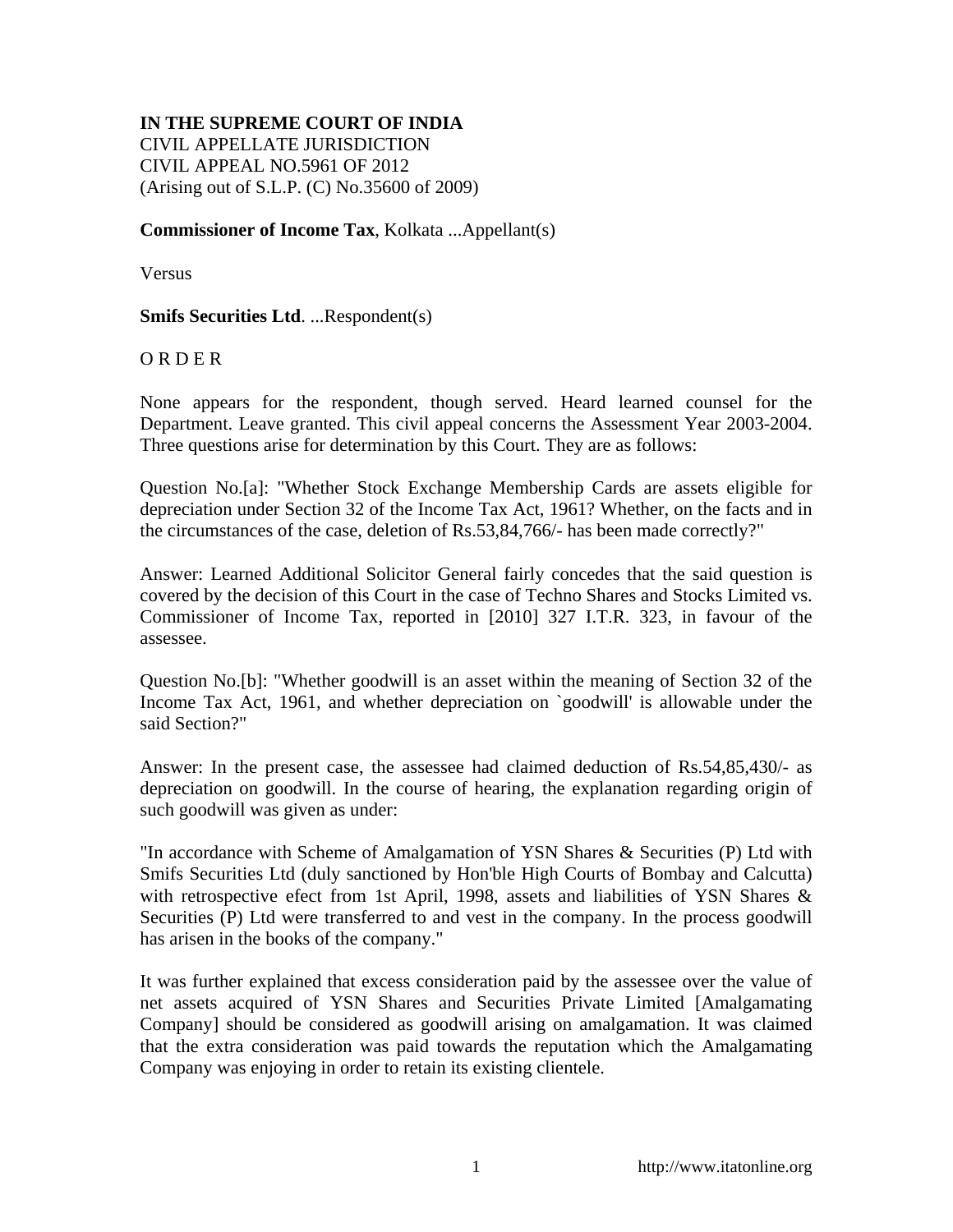**IN THE SUPREME COURT OF INDIA**
CIVIL APPELLATE JURISDICTION
CIVIL APPEAL NO.5961 OF 2012
(Arising out of S.L.P. (C) No.35600 of 2009)

**Commissioner of Income Tax**, Kolkata ...Appellant(s)

Versus

**Smifs Securities Ltd**. ...Respondent(s)

O R D E R

None appears for the respondent, though served. Heard learned counsel for the Department. Leave granted. This civil appeal concerns the Assessment Year 2003-2004. Three questions arise for determination by this Court. They are as follows:

Question No.[a]: "Whether Stock Exchange Membership Cards are assets eligible for depreciation under Section 32 of the Income Tax Act, 1961? Whether, on the facts and in the circumstances of the case, deletion of Rs.53,84,766/- has been made correctly?"

Answer: Learned Additional Solicitor General fairly concedes that the said question is covered by the decision of this Court in the case of Techno Shares and Stocks Limited vs. Commissioner of Income Tax, reported in [2010] 327 I.T.R. 323, in favour of the assessee.

Question No.[b]: "Whether goodwill is an asset within the meaning of Section 32 of the Income Tax Act, 1961, and whether depreciation on `goodwill' is allowable under the said Section?"

Answer: In the present case, the assessee had claimed deduction of Rs.54,85,430/- as depreciation on goodwill. In the course of hearing, the explanation regarding origin of such goodwill was given as under:

"In accordance with Scheme of Amalgamation of YSN Shares & Securities (P) Ltd with Smifs Securities Ltd (duly sanctioned by Hon'ble High Courts of Bombay and Calcutta) with retrospective efect from 1st April, 1998, assets and liabilities of YSN Shares & Securities (P) Ltd were transferred to and vest in the company. In the process goodwill has arisen in the books of the company."

It was further explained that excess consideration paid by the assessee over the value of net assets acquired of YSN Shares and Securities Private Limited [Amalgamating Company] should be considered as goodwill arising on amalgamation. It was claimed that the extra consideration was paid towards the reputation which the Amalgamating Company was enjoying in order to retain its existing clientele.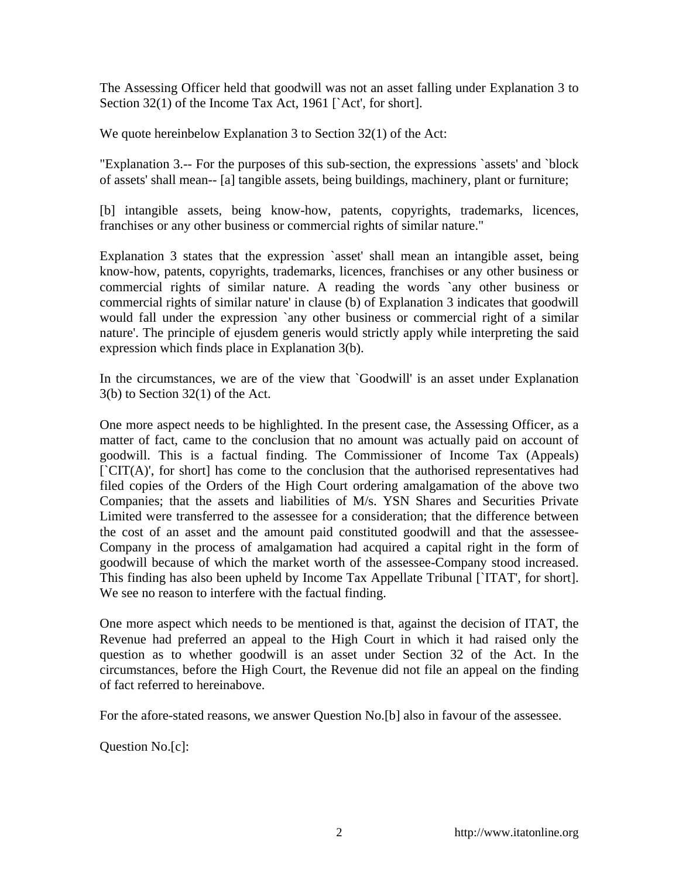The Assessing Officer held that goodwill was not an asset falling under Explanation 3 to Section 32(1) of the Income Tax Act, 1961 [`Act', for short].

We quote hereinbelow Explanation 3 to Section 32(1) of the Act:

"Explanation 3.-- For the purposes of this sub-section, the expressions `assets' and `block of assets' shall mean-- [a] tangible assets, being buildings, machinery, plant or furniture;

[b] intangible assets, being know-how, patents, copyrights, trademarks, licences, franchises or any other business or commercial rights of similar nature."

Explanation 3 states that the expression `asset' shall mean an intangible asset, being know-how, patents, copyrights, trademarks, licences, franchises or any other business or commercial rights of similar nature. A reading the words `any other business or commercial rights of similar nature' in clause (b) of Explanation 3 indicates that goodwill would fall under the expression `any other business or commercial right of a similar nature'. The principle of ejusdem generis would strictly apply while interpreting the said expression which finds place in Explanation 3(b).

In the circumstances, we are of the view that `Goodwill' is an asset under Explanation 3(b) to Section 32(1) of the Act.

One more aspect needs to be highlighted. In the present case, the Assessing Officer, as a matter of fact, came to the conclusion that no amount was actually paid on account of goodwill. This is a factual finding. The Commissioner of Income Tax (Appeals) [`CIT(A)', for short] has come to the conclusion that the authorised representatives had filed copies of the Orders of the High Court ordering amalgamation of the above two Companies; that the assets and liabilities of M/s. YSN Shares and Securities Private Limited were transferred to the assessee for a consideration; that the difference between the cost of an asset and the amount paid constituted goodwill and that the assessee-Company in the process of amalgamation had acquired a capital right in the form of goodwill because of which the market worth of the assessee-Company stood increased. This finding has also been upheld by Income Tax Appellate Tribunal [`ITAT', for short]. We see no reason to interfere with the factual finding.

One more aspect which needs to be mentioned is that, against the decision of ITAT, the Revenue had preferred an appeal to the High Court in which it had raised only the question as to whether goodwill is an asset under Section 32 of the Act. In the circumstances, before the High Court, the Revenue did not file an appeal on the finding of fact referred to hereinabove.

For the afore-stated reasons, we answer Question No.[b] also in favour of the assessee.

Question No.[c]: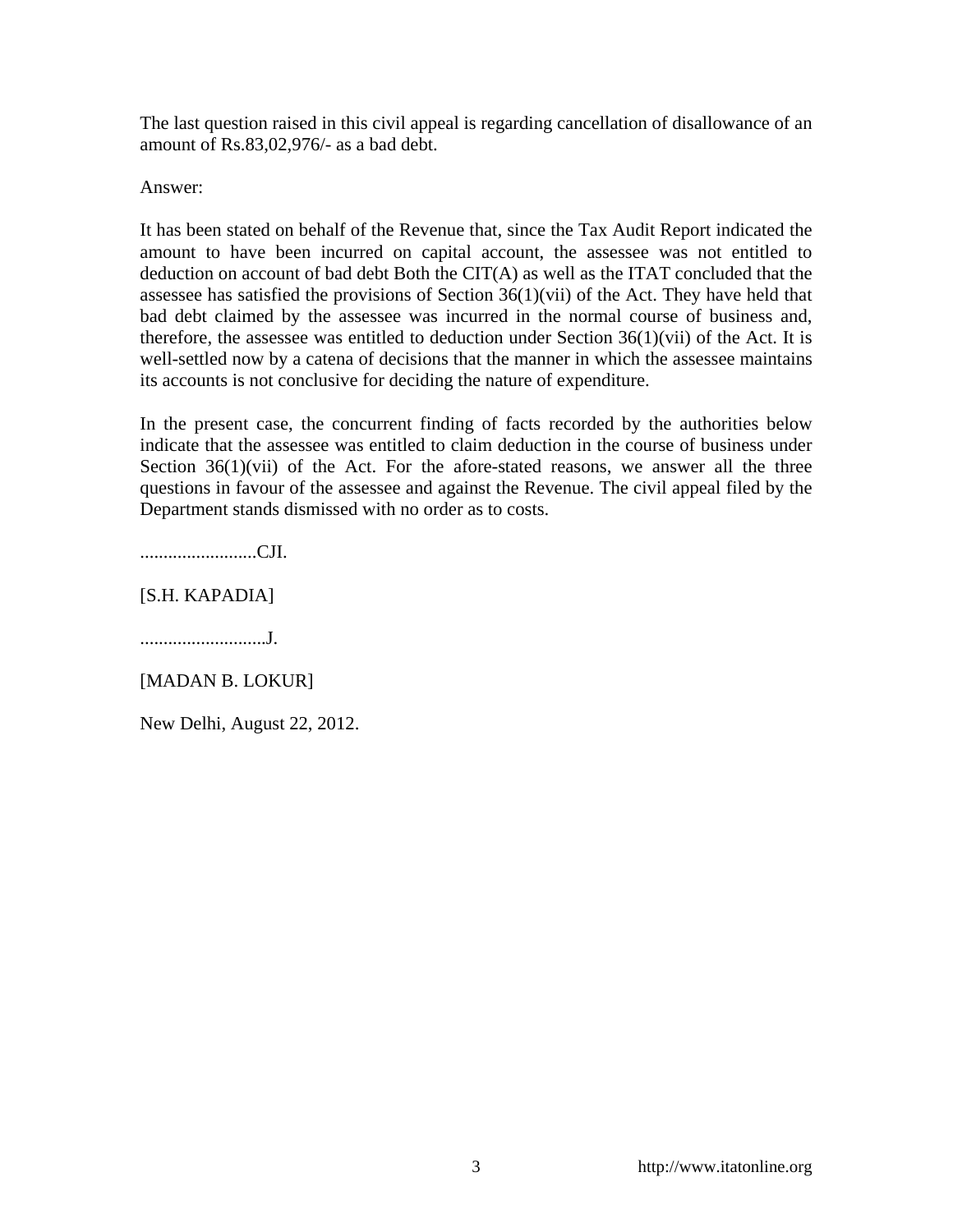The last question raised in this civil appeal is regarding cancellation of disallowance of an amount of Rs.83,02,976/- as a bad debt.

Answer:

It has been stated on behalf of the Revenue that, since the Tax Audit Report indicated the amount to have been incurred on capital account, the assessee was not entitled to deduction on account of bad debt Both the CIT(A) as well as the ITAT concluded that the assessee has satisfied the provisions of Section 36(1)(vii) of the Act. They have held that bad debt claimed by the assessee was incurred in the normal course of business and, therefore, the assessee was entitled to deduction under Section 36(1)(vii) of the Act. It is well-settled now by a catena of decisions that the manner in which the assessee maintains its accounts is not conclusive for deciding the nature of expenditure.

In the present case, the concurrent finding of facts recorded by the authorities below indicate that the assessee was entitled to claim deduction in the course of business under Section 36(1)(vii) of the Act. For the afore-stated reasons, we answer all the three questions in favour of the assessee and against the Revenue. The civil appeal filed by the Department stands dismissed with no order as to costs.

.........................CJI.

[S.H. KAPADIA]

...........................J.

[MADAN B. LOKUR]

New Delhi, August 22, 2012.